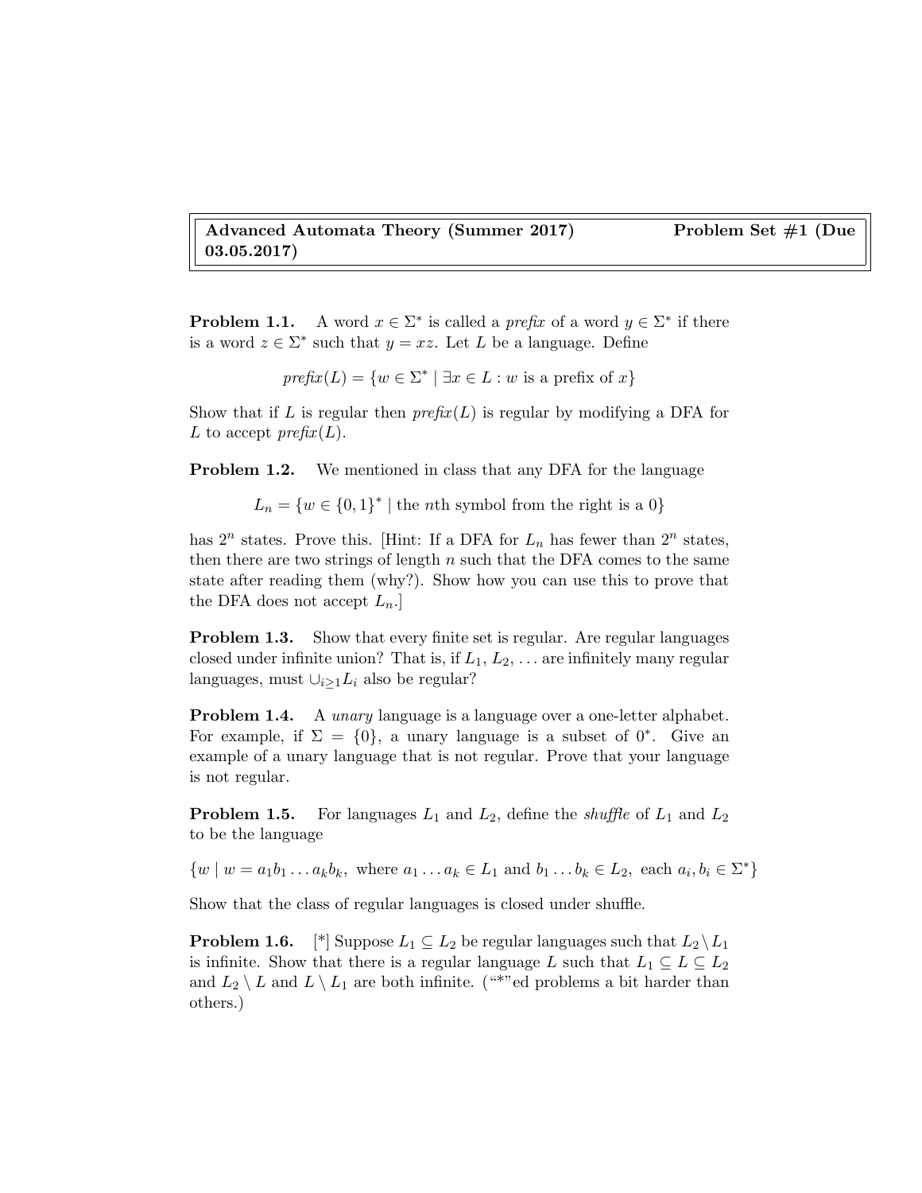**Advanced Automata Theory (Summer 2017) Problem Set #1 (Due 03.05.2017)**

**Problem 1.1.** A word $x \in \Sigma^*$ is called a *prefix* of a word $y \in \Sigma^*$ if there is a word $z \in \Sigma^*$ such that $y = xz$. Let $L$ be a language. Define

$$\mathit{prefix}(L) = \{w \in \Sigma^* \mid \exists x \in L : w \text{ is a prefix of } x\}$$

Show that if $L$ is regular then $\mathit{prefix}(L)$ is regular by modifying a DFA for $L$ to accept $\mathit{prefix}(L)$.

**Problem 1.2.** We mentioned in class that any DFA for the language

$$L_n = \{w \in \{0,1\}^* \mid \text{the } n\text{th symbol from the right is a } 0\}$$

has $2^n$ states. Prove this. [Hint: If a DFA for $L_n$ has fewer than $2^n$ states, then there are two strings of length $n$ such that the DFA comes to the same state after reading them (why?). Show how you can use this to prove that the DFA does not accept $L_n$.]

**Problem 1.3.** Show that every finite set is regular. Are regular languages closed under infinite union? That is, if $L_1, L_2, \ldots$ are infinitely many regular languages, must $\cup_{i \geq 1} L_i$ also be regular?

**Problem 1.4.** A *unary* language is a language over a one-letter alphabet. For example, if $\Sigma = \{0\}$, a unary language is a subset of $0^*$. Give an example of a unary language that is not regular. Prove that your language is not regular.

**Problem 1.5.** For languages $L_1$ and $L_2$, define the *shuffle* of $L_1$ and $L_2$ to be the language

$$\{w \mid w = a_1 b_1 \ldots a_k b_k, \text{ where } a_1 \ldots a_k \in L_1 \text{ and } b_1 \ldots b_k \in L_2, \text{ each } a_i, b_i \in \Sigma^*\}$$

Show that the class of regular languages is closed under shuffle.

**Problem 1.6.** [*] Suppose $L_1 \subseteq L_2$ be regular languages such that $L_2 \setminus L_1$ is infinite. Show that there is a regular language $L$ such that $L_1 \subseteq L \subseteq L_2$ and $L_2 \setminus L$ and $L \setminus L_1$ are both infinite. ("*"ed problems a bit harder than others.)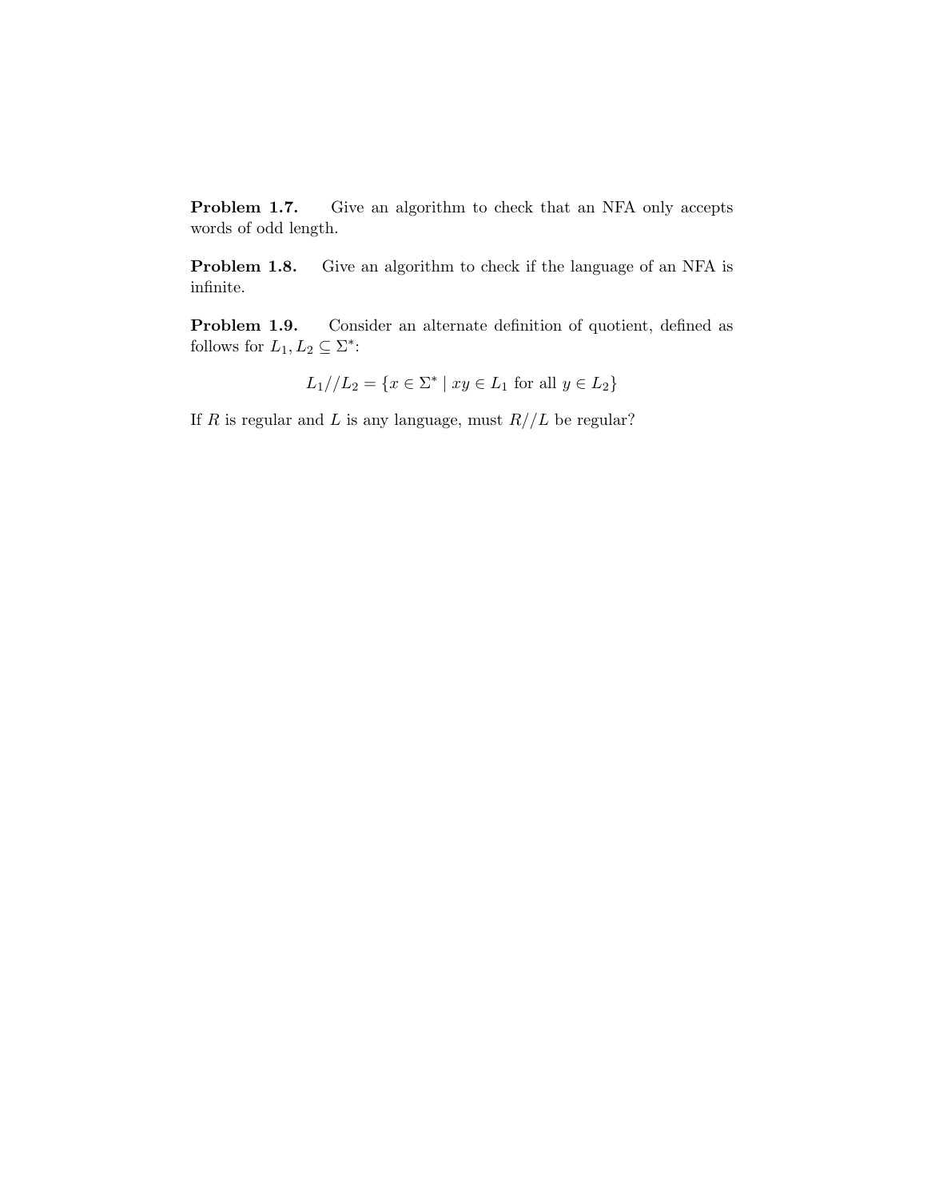**Problem 1.7.** Give an algorithm to check that an NFA only accepts words of odd length.

**Problem 1.8.** Give an algorithm to check if the language of an NFA is infinite.

**Problem 1.9.** Consider an alternate definition of quotient, defined as follows for $L_1, L_2 \subseteq \Sigma^*$:

$$L_1//L_2 = \{x \in \Sigma^* \mid xy \in L_1 \text{ for all } y \in L_2\}$$

If $R$ is regular and $L$ is any language, must $R//L$ be regular?